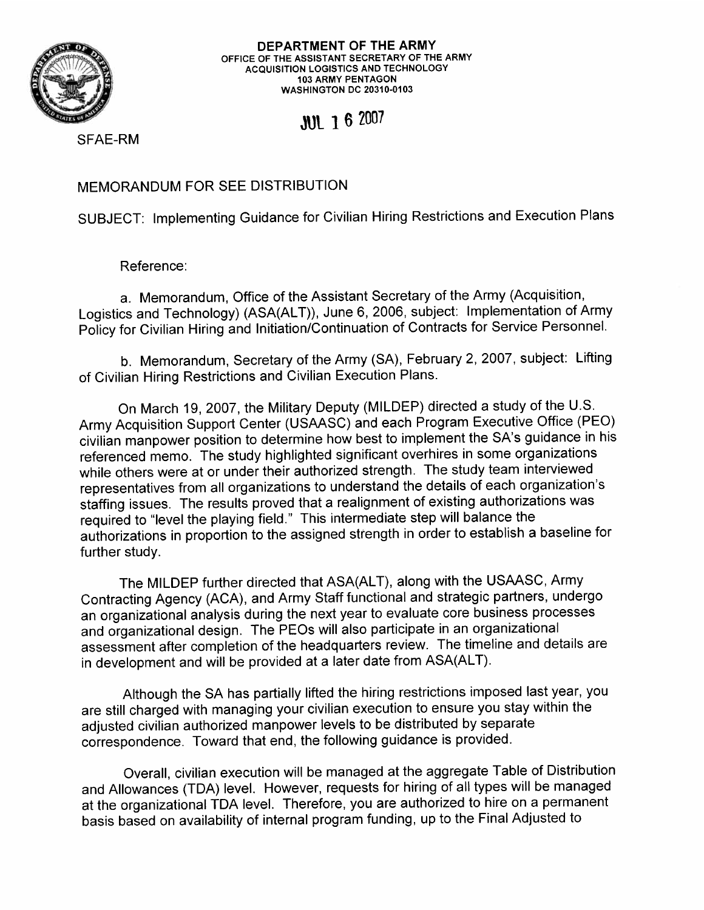**DEPARTMENT OF THE ARMY**
OFFICE OF THE ASSISTANT SECRETARY OF THE ARMY
ACQUISITION LOGISTICS AND TECHNOLOGY
103 ARMY PENTAGON
WASHINGTON DC 20310-0103

JUL 16 2007

SFAE-RM

MEMORANDUM FOR SEE DISTRIBUTION

SUBJECT: Implementing Guidance for Civilian Hiring Restrictions and Execution Plans

Reference:

a. Memorandum, Office of the Assistant Secretary of the Army (Acquisition, Logistics and Technology) (ASA(ALT)), June 6, 2006, subject: Implementation of Army Policy for Civilian Hiring and Initiation/Continuation of Contracts for Service Personnel.

b. Memorandum, Secretary of the Army (SA), February 2, 2007, subject: Lifting of Civilian Hiring Restrictions and Civilian Execution Plans.

On March 19, 2007, the Military Deputy (MILDEP) directed a study of the U.S. Army Acquisition Support Center (USAASC) and each Program Executive Office (PEO) civilian manpower position to determine how best to implement the SA's guidance in his referenced memo. The study highlighted significant overhires in some organizations while others were at or under their authorized strength. The study team interviewed representatives from all organizations to understand the details of each organization's staffing issues. The results proved that a realignment of existing authorizations was required to "level the playing field." This intermediate step will balance the authorizations in proportion to the assigned strength in order to establish a baseline for further study.

The MILDEP further directed that ASA(ALT), along with the USAASC, Army Contracting Agency (ACA), and Army Staff functional and strategic partners, undergo an organizational analysis during the next year to evaluate core business processes and organizational design. The PEOs will also participate in an organizational assessment after completion of the headquarters review. The timeline and details are in development and will be provided at a later date from ASA(ALT).

Although the SA has partially lifted the hiring restrictions imposed last year, you are still charged with managing your civilian execution to ensure you stay within the adjusted civilian authorized manpower levels to be distributed by separate correspondence. Toward that end, the following guidance is provided.

Overall, civilian execution will be managed at the aggregate Table of Distribution and Allowances (TDA) level. However, requests for hiring of all types will be managed at the organizational TDA level. Therefore, you are authorized to hire on a permanent basis based on availability of internal program funding, up to the Final Adjusted to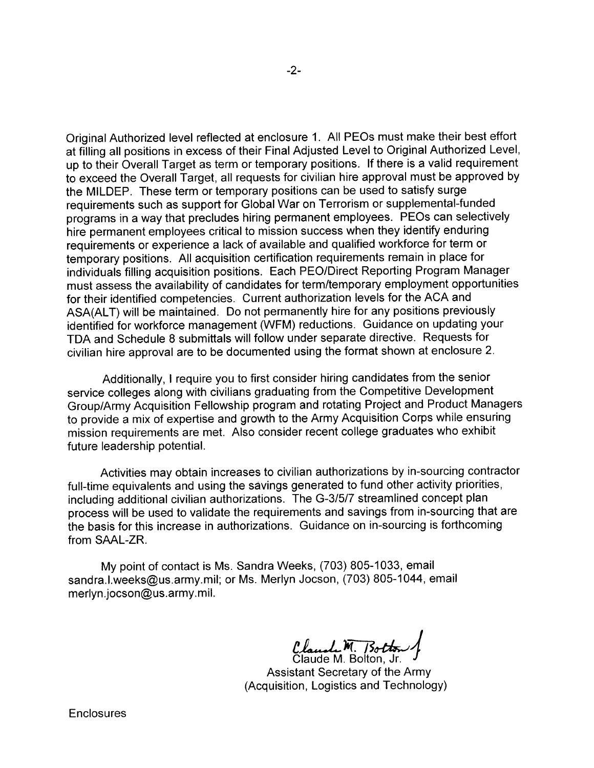Original Authorized level reflected at enclosure 1. All PEOs must make their best effort at filling all positions in excess of their Final Adjusted Level to Original Authorized Level, up to their Overall Target as term or temporary positions. If there is a valid requirement to exceed the Overall Target, all requests for civilian hire approval must be approved by the MILDEP. These term or temporary positions can be used to satisfy surge requirements such as support for Global War on Terrorism or supplemental-funded programs in a way that precludes hiring permanent employees. PEOs can selectively hire permanent employees critical to mission success when they identify enduring requirements or experience a lack of available and qualified workforce for term or temporary positions. All acquisition certification requirements remain in place for individuals filling acquisition positions. Each PEO/Direct Reporting Program Manager must assess the availability of candidates for term/temporary employment opportunities for their identified competencies. Current authorization levels for the ACA and ASA(ALT) will be maintained. Do not permanently hire for any positions previously identified for workforce management (WFM) reductions. Guidance on updating your TDA and Schedule 8 submittals will follow under separate directive. Requests for civilian hire approval are to be documented using the format shown at enclosure 2.

Additionally, I require you to first consider hiring candidates from the senior service colleges along with civilians graduating from the Competitive Development Group/Army Acquisition Fellowship program and rotating Project and Product Managers to provide a mix of expertise and growth to the Army Acquisition Corps while ensuring mission requirements are met. Also consider recent college graduates who exhibit future leadership potential.

Activities may obtain increases to civilian authorizations by in-sourcing contractor full-time equivalents and using the savings generated to fund other activity priorities, including additional civilian authorizations. The G-3/5/7 streamlined concept plan process will be used to validate the requirements and savings from in-sourcing that are the basis for this increase in authorizations. Guidance on in-sourcing is forthcoming from SAAL-ZR.

My point of contact is Ms. Sandra Weeks, (703) 805-1033, email sandra.l.weeks@us.army.mil; or Ms. Merlyn Jocson, (703) 805-1044, email merlyn.jocson@us.army.mil.

Claude M. Bolton, Jr.
Assistant Secretary of the Army
(Acquisition, Logistics and Technology)

Enclosures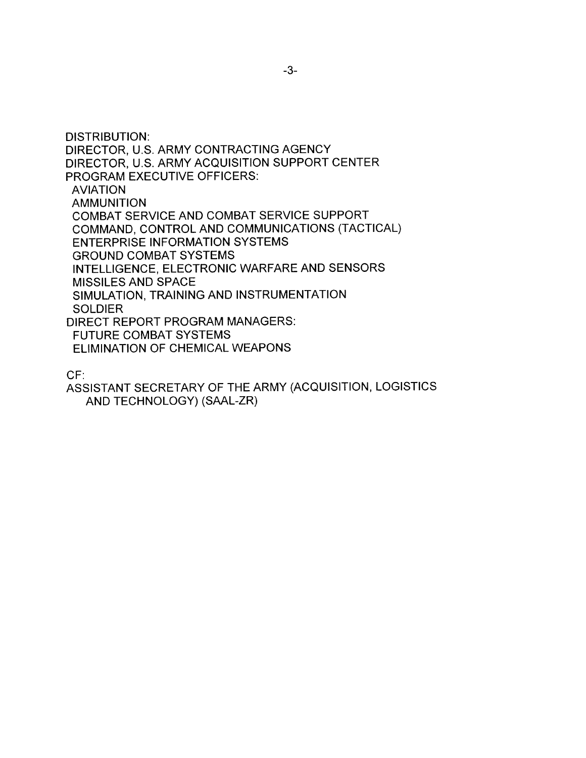DISTRIBUTION:
DIRECTOR, U.S. ARMY CONTRACTING AGENCY
DIRECTOR, U.S. ARMY ACQUISITION SUPPORT CENTER
PROGRAM EXECUTIVE OFFICERS:
 AVIATION
 AMMUNITION
 COMBAT SERVICE AND COMBAT SERVICE SUPPORT
 COMMAND, CONTROL AND COMMUNICATIONS (TACTICAL)
 ENTERPRISE INFORMATION SYSTEMS
 GROUND COMBAT SYSTEMS
 INTELLIGENCE, ELECTRONIC WARFARE AND SENSORS
 MISSILES AND SPACE
 SIMULATION, TRAINING AND INSTRUMENTATION
 SOLDIER
DIRECT REPORT PROGRAM MANAGERS:
 FUTURE COMBAT SYSTEMS
 ELIMINATION OF CHEMICAL WEAPONS

CF:
ASSISTANT SECRETARY OF THE ARMY (ACQUISITION, LOGISTICS AND TECHNOLOGY) (SAAL-ZR)